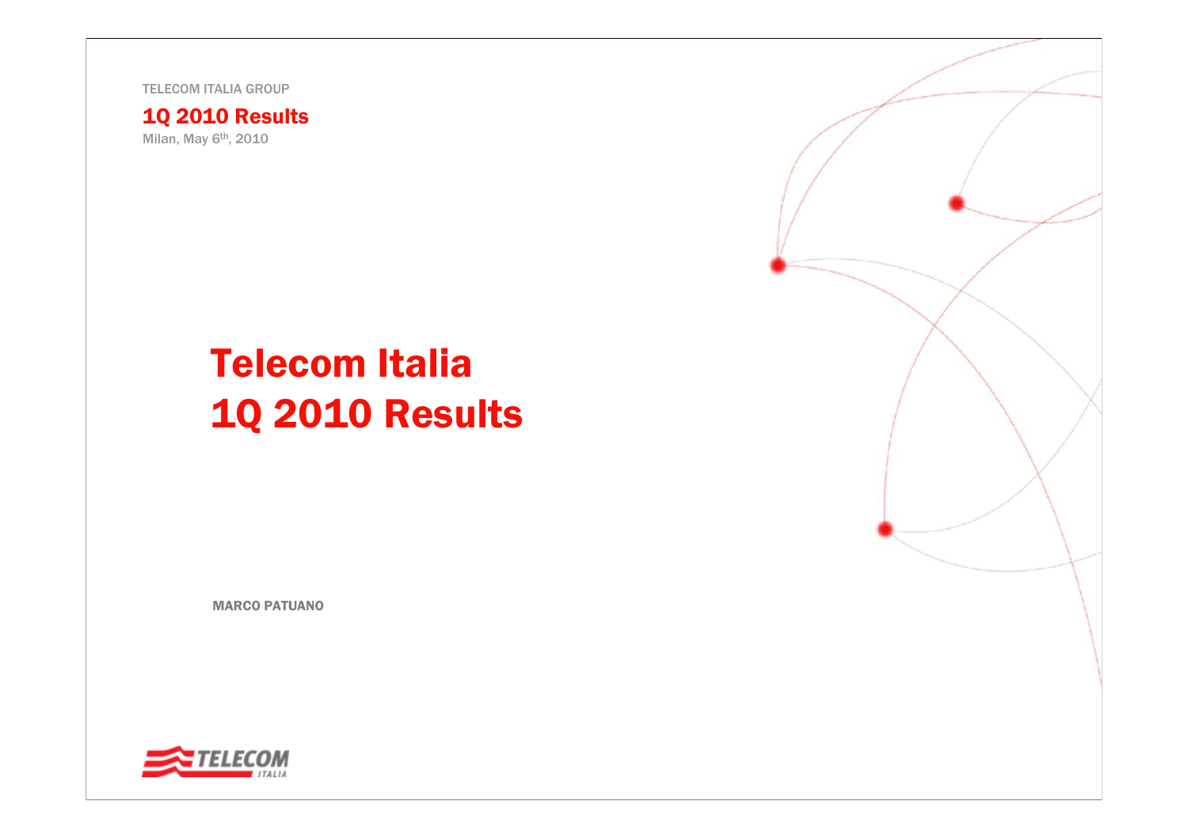TELECOM ITALIA GROUP

**1Q 2010 Results**

Milan, May 6th, 2010

# Telecom Italia 1Q 2010 Results

MARCO PATUANO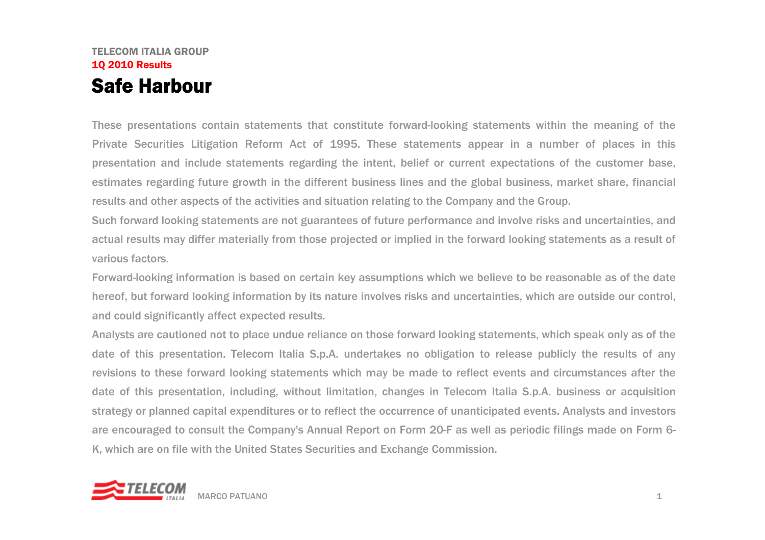TELECOM ITALIA GROUP

1Q 2010 Results

# Safe Harbour

These presentations contain statements that constitute forward-looking statements within the meaning of the Private Securities Litigation Reform Act of 1995. These statements appear in a number of places in this presentation and include statements regarding the intent, belief or current expectations of the customer base, estimates regarding future growth in the different business lines and the global business, market share, financial results and other aspects of the activities and situation relating to the Company and the Group.

Such forward looking statements are not guarantees of future performance and involve risks and uncertainties, and actual results may differ materially from those projected or implied in the forward looking statements as a result of various factors.

Forward-looking information is based on certain key assumptions which we believe to be reasonable as of the date hereof, but forward looking information by its nature involves risks and uncertainties, which are outside our control, and could significantly affect expected results.

Analysts are cautioned not to place undue reliance on those forward looking statements, which speak only as of the date of this presentation. Telecom Italia S.p.A. undertakes no obligation to release publicly the results of any revisions to these forward looking statements which may be made to reflect events and circumstances after the date of this presentation, including, without limitation, changes in Telecom Italia S.p.A. business or acquisition strategy or planned capital expenditures or to reflect the occurrence of unanticipated events. Analysts and investors are encouraged to consult the Company's Annual Report on Form 20-F as well as periodic filings made on Form 6-K, which are on file with the United States Securities and Exchange Commission.

MARCO PATUANO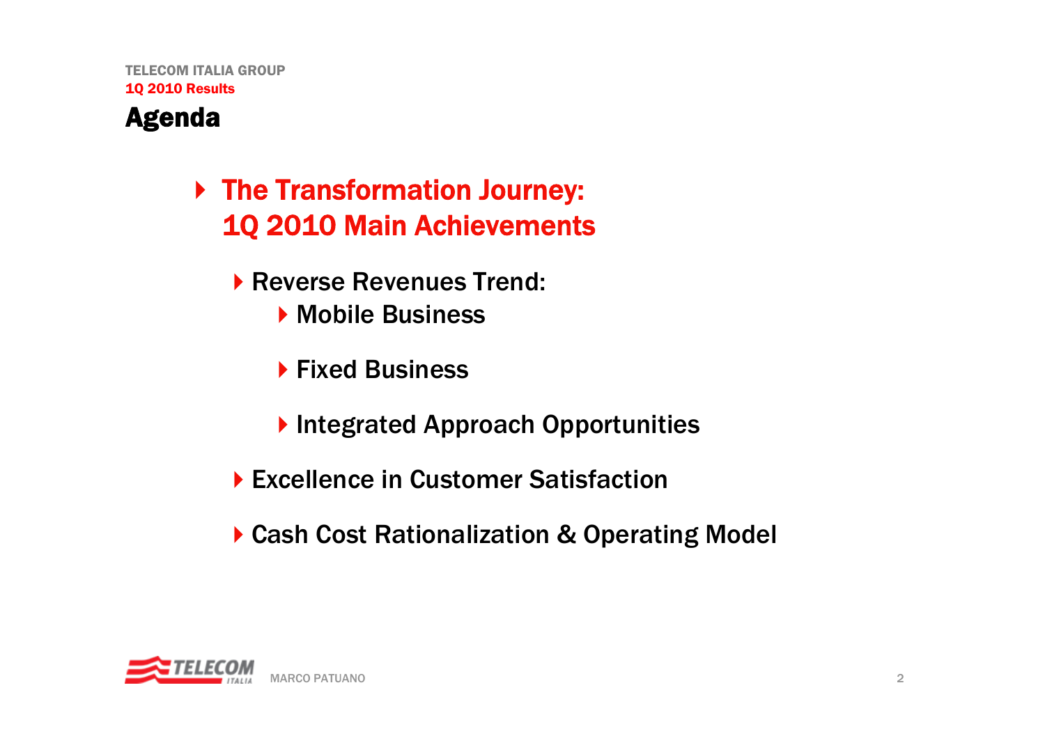# Agenda

- **The Transformation Journey: 1Q 2010 Main Achievements**
  - Reverse Revenues Trend:
    - Mobile Business
    - Fixed Business
    - Integrated Approach Opportunities
  - Excellence in Customer Satisfaction
  - Cash Cost Rationalization & Operating Model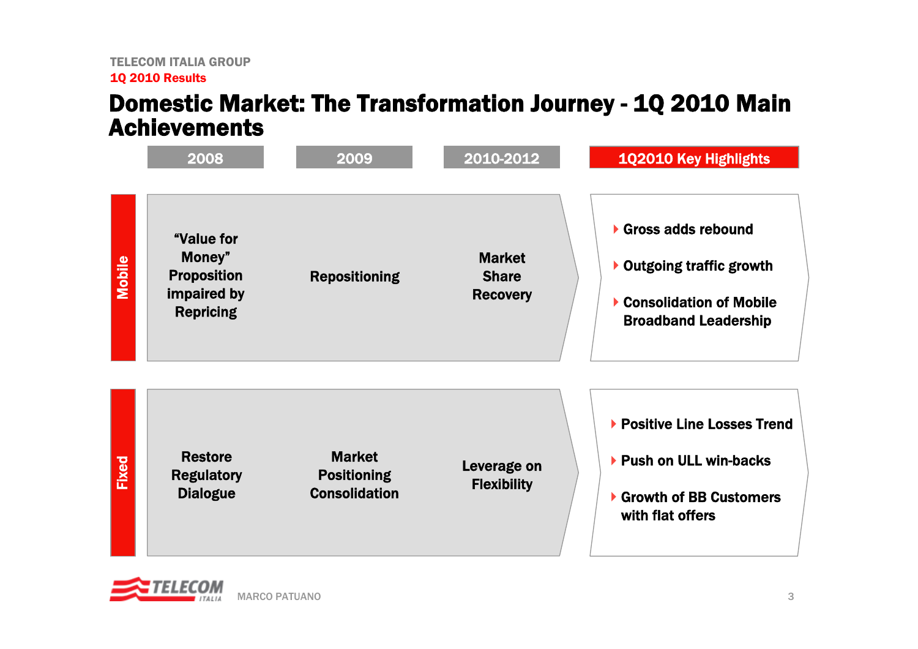# Domestic Market: The Transformation Journey - 1Q 2010 Main Achievements

| | 2008 | 2009 | 2010-2012 | 1Q2010 Key Highlights |
|---|---|---|---|---|
| **Mobile** | "Value for Money" Proposition impaired by Repricing | Repositioning | Market Share Recovery | Gross adds rebound; Outgoing traffic growth; Consolidation of Mobile Broadband Leadership |
| **Fixed** | Restore Regulatory Dialogue | Market Positioning Consolidation | Leverage on Flexibility | Positive Line Losses Trend; Push on ULL win-backs; Growth of BB Customers with flat offers |

MARCO PATUANO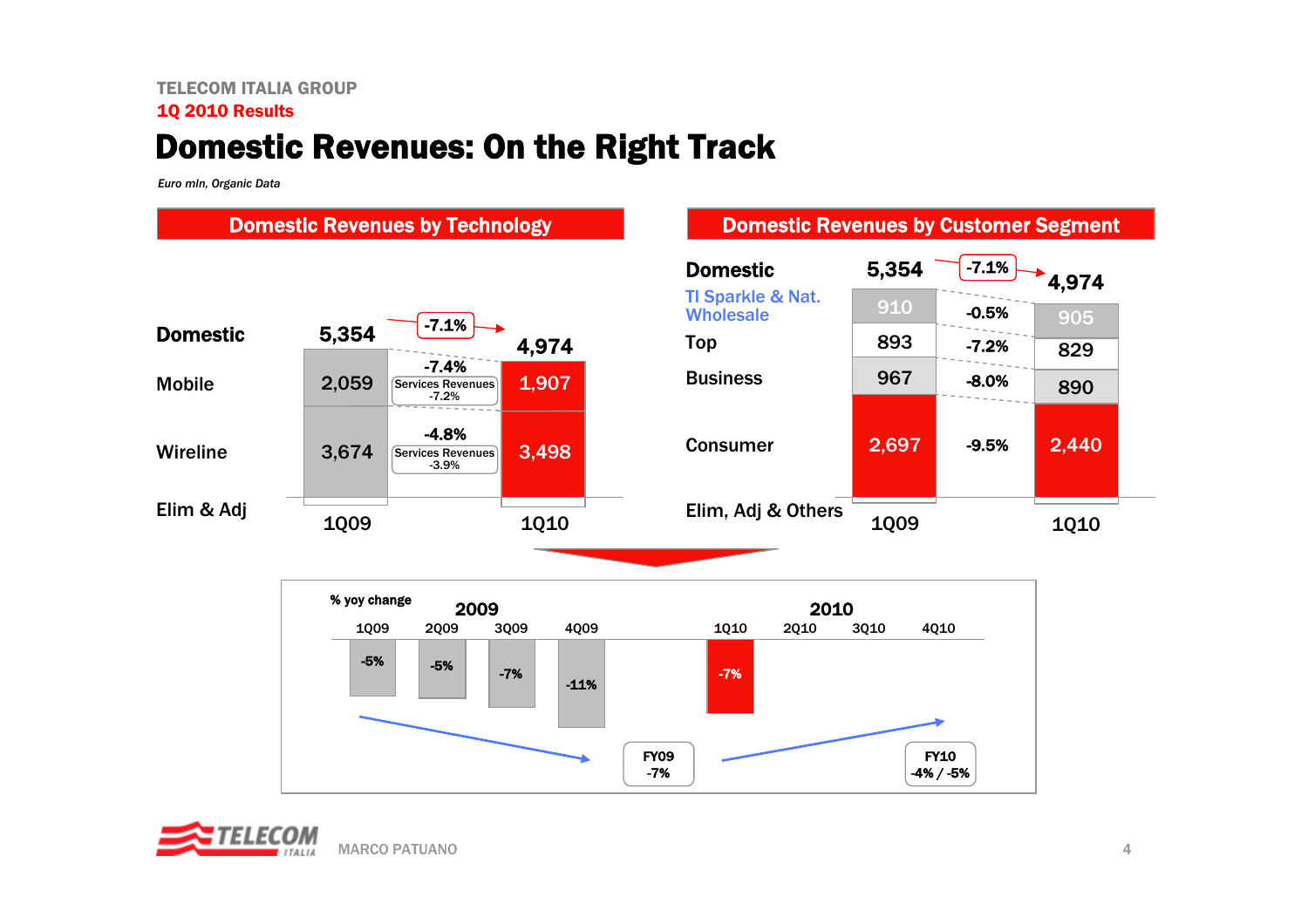TELECOM ITALIA GROUP

**1Q 2010 Results**

# Domestic Revenues: On the Right Track

*Euro mln, Organic Data*

## Domestic Revenues by Technology

| | 1Q09 | Change | 1Q10 |
|---|---|---|---|
| **Domestic** | 5,354 | -7.1% | 4,974 |
| Mobile | 2,059 | -7.4% (Services Revenues -7.2%) | 1,907 |
| Wireline | 3,674 | -4.8% (Services Revenues -3.9%) | 3,498 |
| Elim & Adj | | | |

## Domestic Revenues by Customer Segment

| | 1Q09 | Change | 1Q10 |
|---|---|---|---|
| **Domestic** | 5,354 | -7.1% | 4,974 |
| TI Sparkle & Nat. Wholesale | 910 | -0.5% | 905 |
| Top | 893 | -7.2% | 829 |
| Business | 967 | -8.0% | 890 |
| Consumer | 2,697 | -9.5% | 2,440 |
| Elim, Adj & Others | | | |

**% yoy change**

| 2009 | | | | 2010 | | | |
|---|---|---|---|---|---|---|---|
| 1Q09 | 2Q09 | 3Q09 | 4Q09 | 1Q10 | 2Q10 | 3Q10 | 4Q10 |
| -5% | -5% | -7% | -11% | -7% | | | |

FY09: -7%

FY10: -4% / -5%

MARCO PATUANO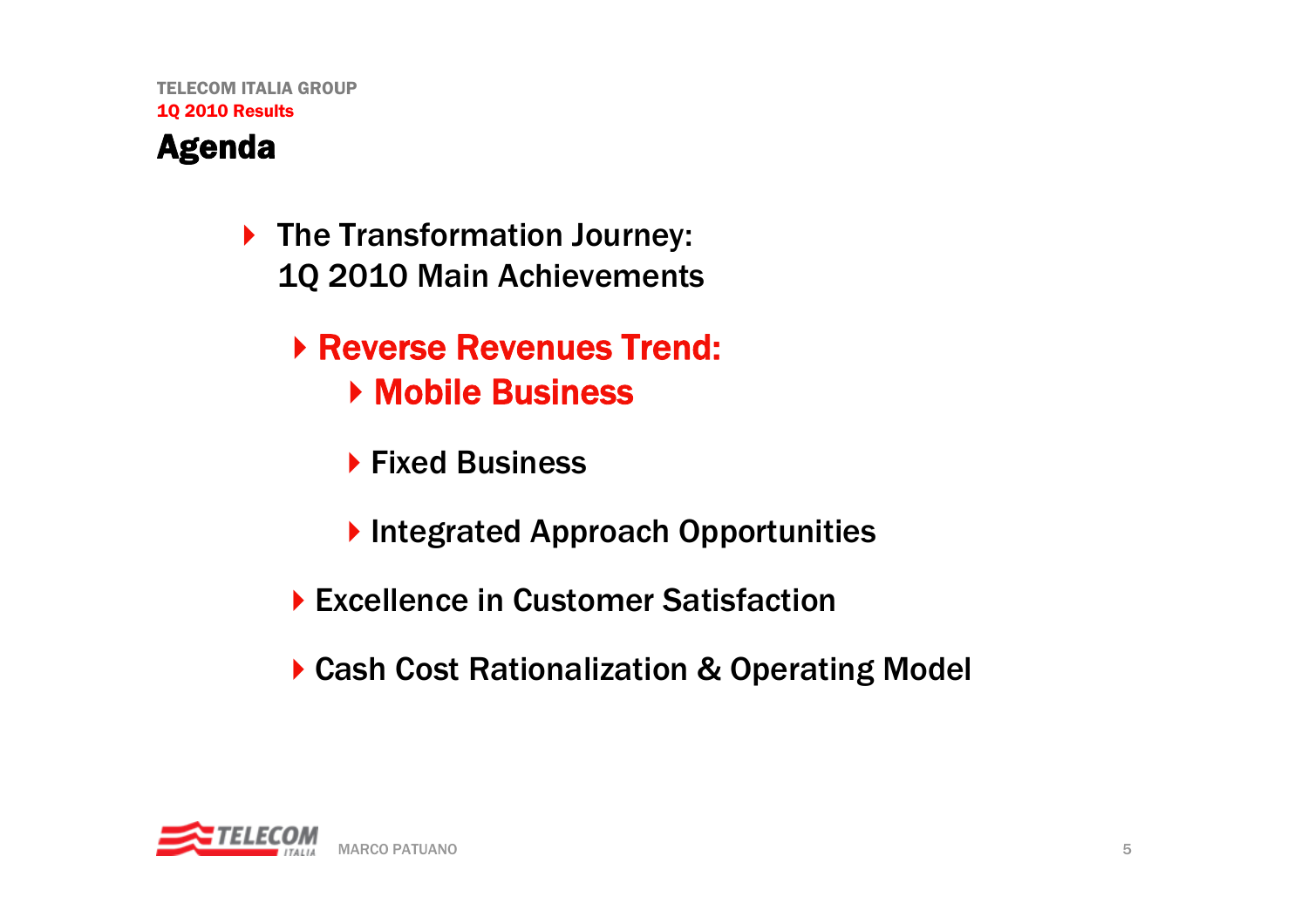## Agenda

- The Transformation Journey: 1Q 2010 Main Achievements
  - **Reverse Revenues Trend:**
    - **Mobile Business**
    - Fixed Business
    - Integrated Approach Opportunities
  - Excellence in Customer Satisfaction
  - Cash Cost Rationalization & Operating Model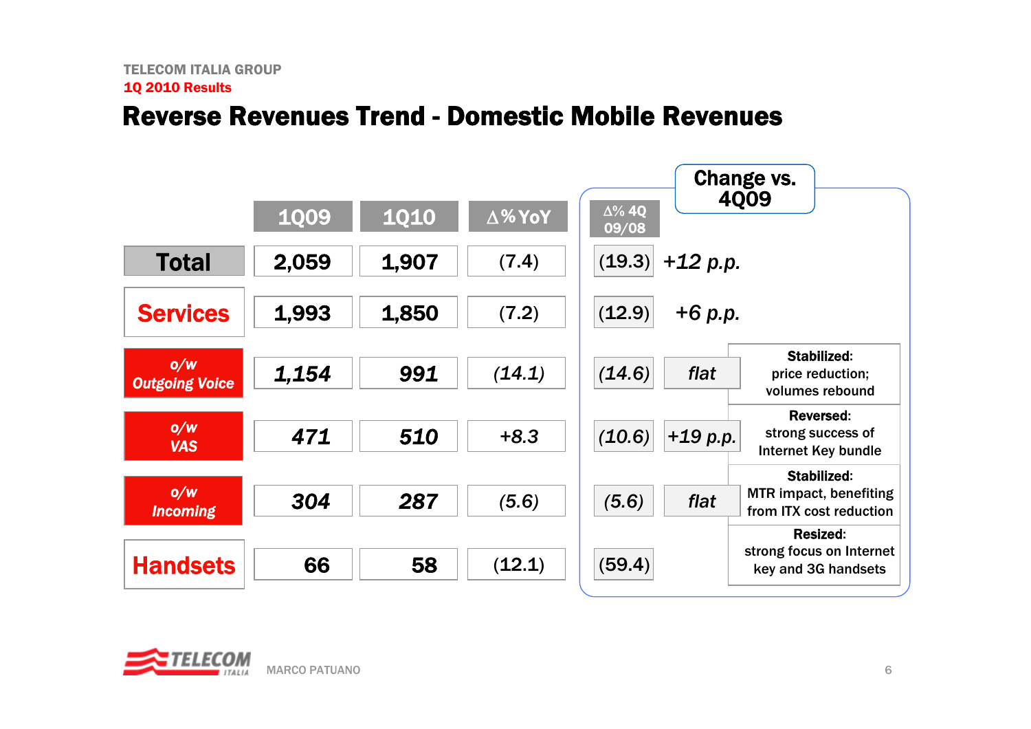TELECOM ITALIA GROUP

1Q 2010 Results

# Reverse Revenues Trend - Domestic Mobile Revenues

| | 1Q09 | 1Q10 | Δ% YoY | Δ% 4Q 09/08 | Change vs. 4Q09 | |
|---|---|---|---|---|---|---|
| **Total** | **2,059** | **1,907** | (7.4) | (19.3) | *+12 p.p.* | |
| **Services** | **1,993** | **1,850** | (7.2) | (12.9) | *+6 p.p.* | |
| *o/w Outgoing Voice* | *1,154* | *991* | *(14.1)* | *(14.6)* | *flat* | **Stabilized:** price reduction; volumes rebound |
| *o/w VAS* | *471* | *510* | *+8.3* | *(10.6)* | *+19 p.p.* | **Reversed:** strong success of Internet Key bundle |
| *o/w Incoming* | *304* | *287* | *(5.6)* | *(5.6)* | *flat* | **Stabilized:** MTR impact, benefiting from ITX cost reduction |
| **Handsets** | **66** | **58** | (12.1) | (59.4) | | **Resized:** strong focus on Internet key and 3G handsets |

MARCO PATUANO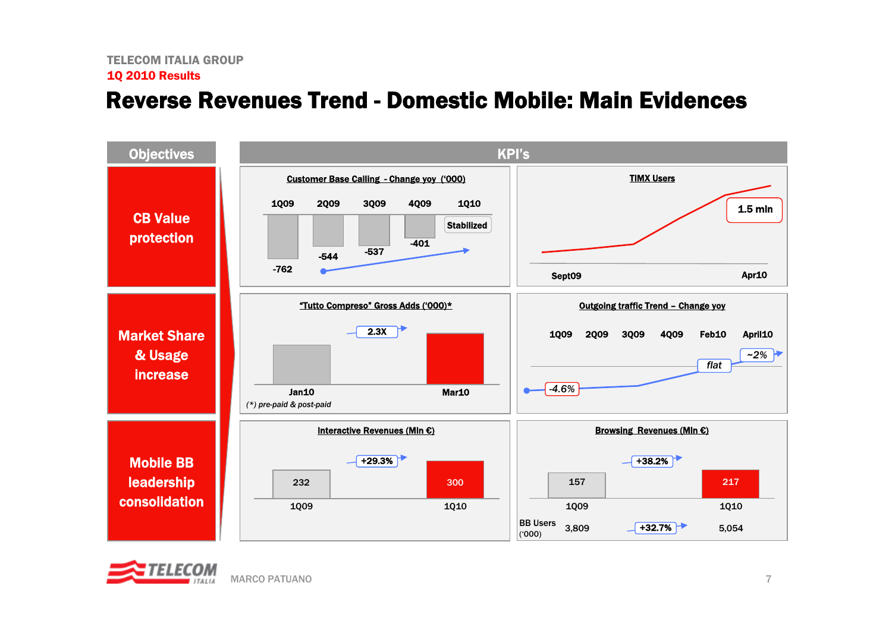TELECOM ITALIA GROUP

1Q 2010 Results

# Reverse Revenues Trend - Domestic Mobile: Main Evidences

| Objectives | KPI's | |
|---|---|---|
| CB Value protection | Customer Base Calling - Change yoy ('000) | TIMX Users |
| Market Share & Usage increase | "Tutto Compreso" Gross Adds ('000)* | Outgoing traffic Trend – Change yoy |
| Mobile BB leadership consolidation | Interactive Revenues (Mln €) | Browsing Revenues (Mln €) |

**Customer Base Calling - Change yoy ('000)**

| 1Q09 | 2Q09 | 3Q09 | 4Q09 | 1Q10 |
|---|---|---|---|---|
| -762 | -544 | -537 | -401 | Stabilized |

**TIMX Users**

Sept09 → Apr10: 1.5 mln

**"Tutto Compreso" Gross Adds ('000)***

Jan10 → Mar10: 2.3X

(*) pre-paid & post-paid

**Outgoing traffic Trend – Change yoy**

| 1Q09 | 2Q09 | 3Q09 | 4Q09 | Feb10 | April10 |
|---|---|---|---|---|---|
| -4.6% | | | | flat | ~2% |

**Interactive Revenues (Mln €)**

| 1Q09 | 1Q10 | Change |
|---|---|---|
| 232 | 300 | +29.3% |

**Browsing Revenues (Mln €)**

| | 1Q09 | 1Q10 | Change |
|---|---|---|---|
| Browsing Revenues | 157 | 217 | +38.2% |
| BB Users ('000) | 3,809 | 5,054 | +32.7% |

MARCO PATUANO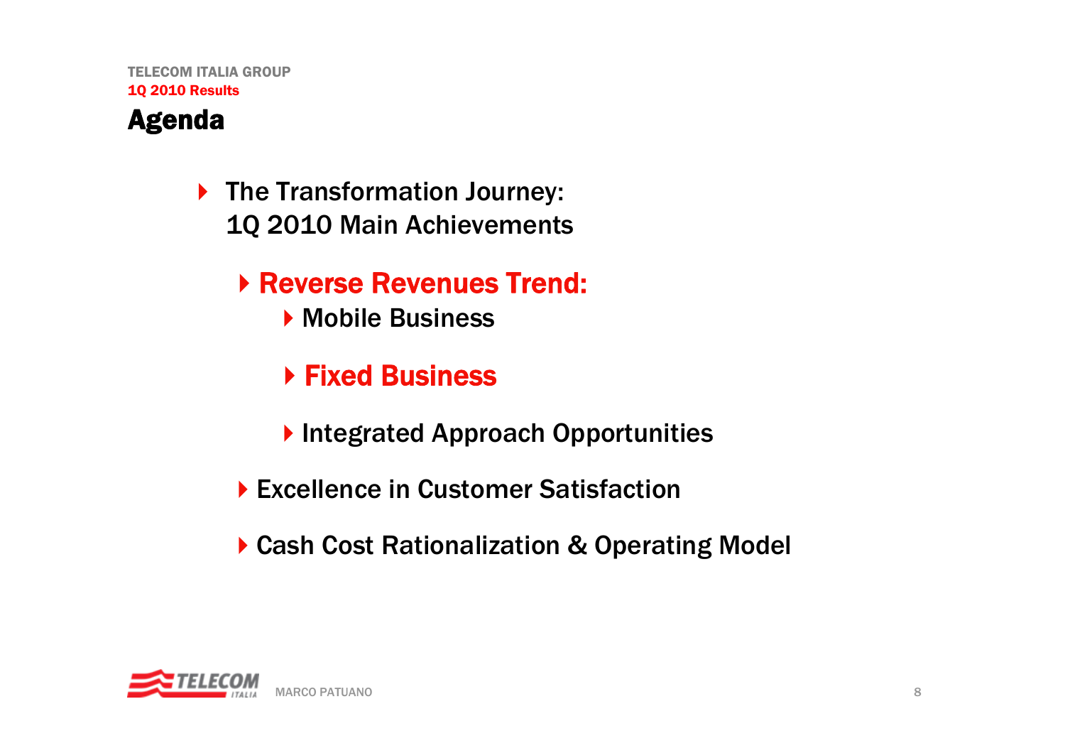# Agenda

- The Transformation Journey: 1Q 2010 Main Achievements
  - **Reverse Revenues Trend:**
    - Mobile Business
    - **Fixed Business**
    - Integrated Approach Opportunities
  - Excellence in Customer Satisfaction
  - Cash Cost Rationalization & Operating Model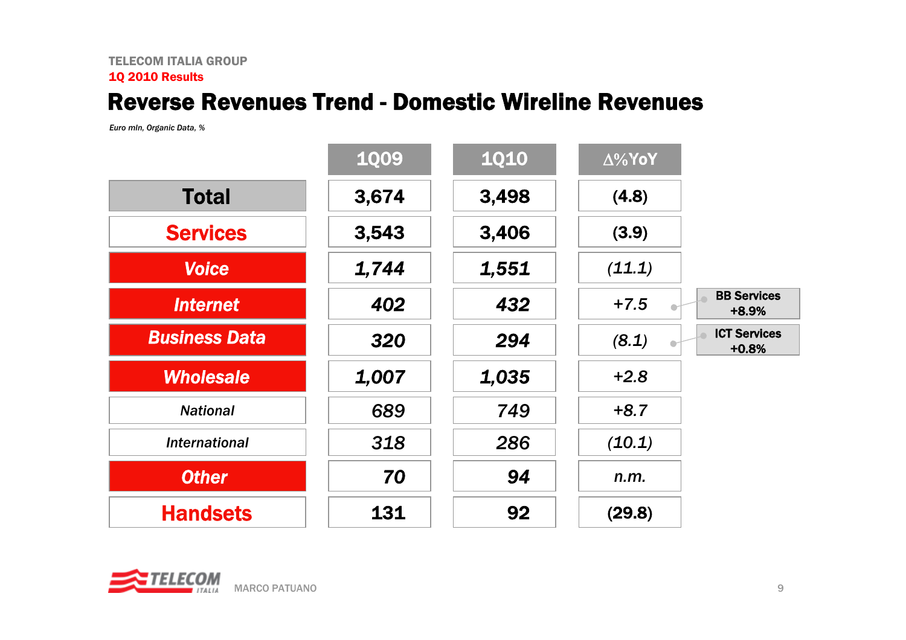TELECOM ITALIA GROUP

1Q 2010 Results

# Reverse Revenues Trend - Domestic Wireline Revenues

*Euro mln, Organic Data, %*

| | 1Q09 | 1Q10 | Δ%YoY | |
|---|---|---|---|---|
| **Total** | 3,674 | 3,498 | (4.8) | |
| **Services** | 3,543 | 3,406 | (3.9) | |
| ***Voice*** | 1,744 | 1,551 | (11.1) | |
| ***Internet*** | 402 | 432 | +7.5 | BB Services +8.9% |
| ***Business Data*** | 320 | 294 | (8.1) | ICT Services +0.8% |
| ***Wholesale*** | 1,007 | 1,035 | +2.8 | |
| *National* | 689 | 749 | +8.7 | |
| *International* | 318 | 286 | (10.1) | |
| ***Other*** | 70 | 94 | n.m. | |
| **Handsets** | 131 | 92 | (29.8) | |

MARCO PATUANO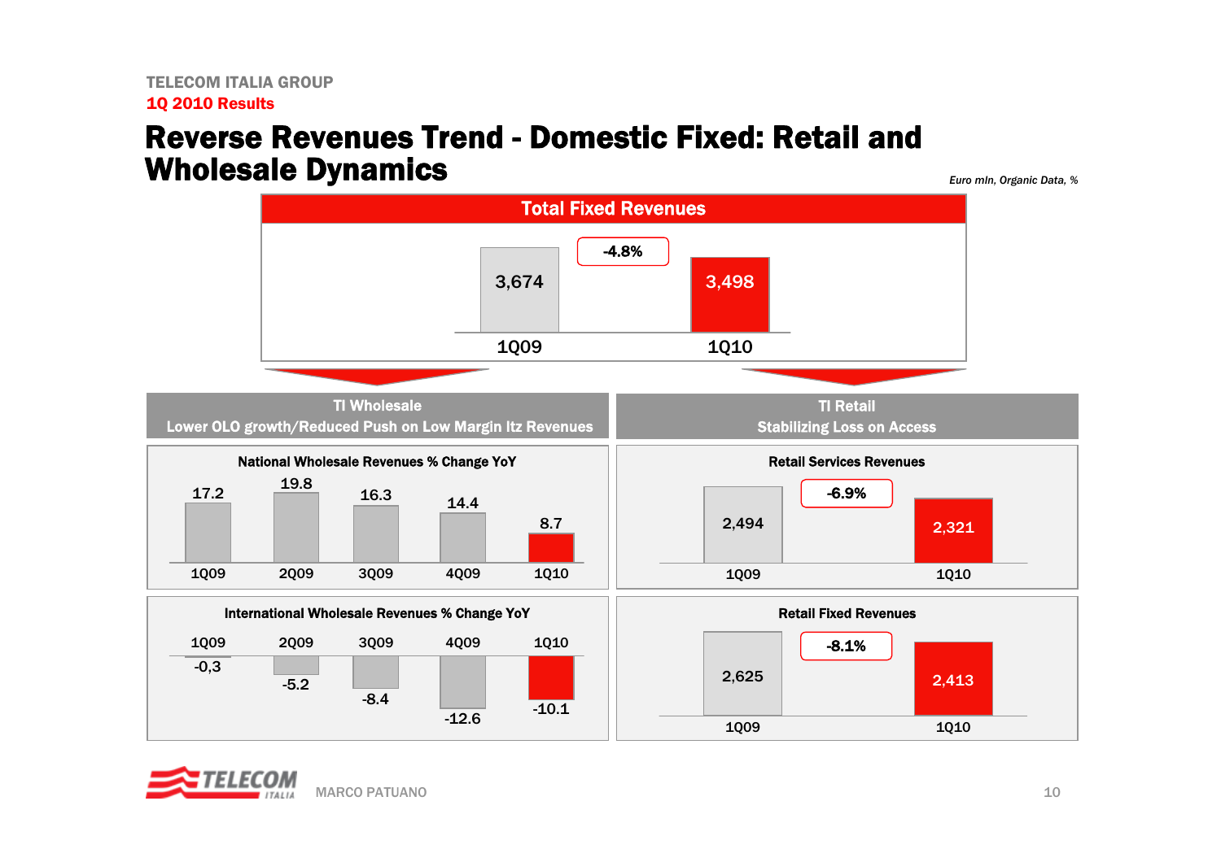TELECOM ITALIA GROUP

1Q 2010 Results

# Reverse Revenues Trend - Domestic Fixed: Retail and Wholesale Dynamics

*Euro mln, Organic Data, %*

## Total Fixed Revenues

| 1Q09 | 1Q10 | Change |
|---|---|---|
| 3,674 | 3,498 | -4.8% |

## TI Wholesale

**Lower OLO growth/Reduced Push on Low Margin Itz Revenues**

**National Wholesale Revenues % Change YoY**

| 1Q09 | 2Q09 | 3Q09 | 4Q09 | 1Q10 |
|---|---|---|---|---|
| 17.2 | 19.8 | 16.3 | 14.4 | 8.7 |

**International Wholesale Revenues % Change YoY**

| 1Q09 | 2Q09 | 3Q09 | 4Q09 | 1Q10 |
|---|---|---|---|---|
| -0,3 | -5.2 | -8.4 | -12.6 | -10.1 |

## TI Retail

**Stabilizing Loss on Access**

**Retail Services Revenues**

| 1Q09 | 1Q10 | Change |
|---|---|---|
| 2,494 | 2,321 | -6.9% |

**Retail Fixed Revenues**

| 1Q09 | 1Q10 | Change |
|---|---|---|
| 2,625 | 2,413 | -8.1% |

MARCO PATUANO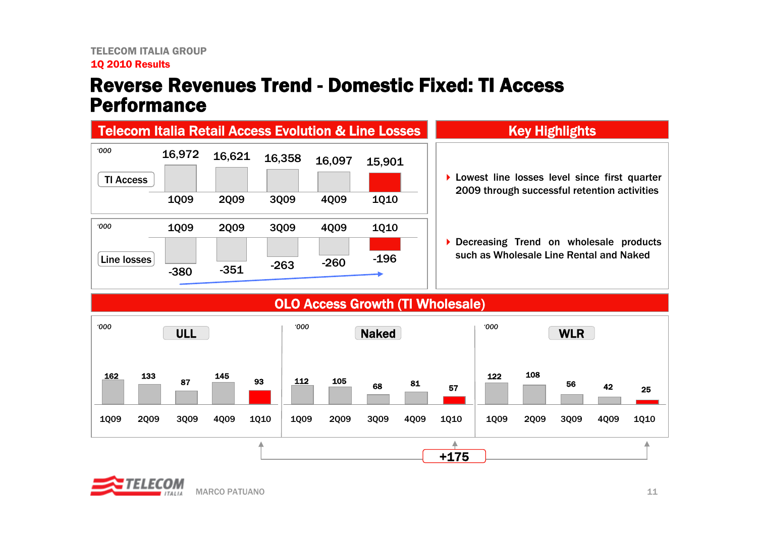TELECOM ITALIA GROUP

1Q 2010 Results

# Reverse Revenues Trend - Domestic Fixed: TI Access Performance

## Telecom Italia Retail Access Evolution & Line Losses

'000

| | 1Q09 | 2Q09 | 3Q09 | 4Q09 | 1Q10 |
|---|---|---|---|---|---|
| TI Access | 16,972 | 16,621 | 16,358 | 16,097 | 15,901 |
| Line losses | -380 | -351 | -263 | -260 | -196 |

## Key Highlights

- Lowest line losses level since first quarter 2009 through successful retention activities
- Decreasing Trend on wholesale products such as Wholesale Line Rental and Naked

## OLO Access Growth (TI Wholesale)

'000

| | 1Q09 | 2Q09 | 3Q09 | 4Q09 | 1Q10 |
|---|---|---|---|---|---|
| ULL | 162 | 133 | 87 | 145 | 93 |
| Naked | 112 | 105 | 68 | 81 | 57 |
| WLR | 122 | 108 | 56 | 42 | 25 |

+175

MARCO PATUANO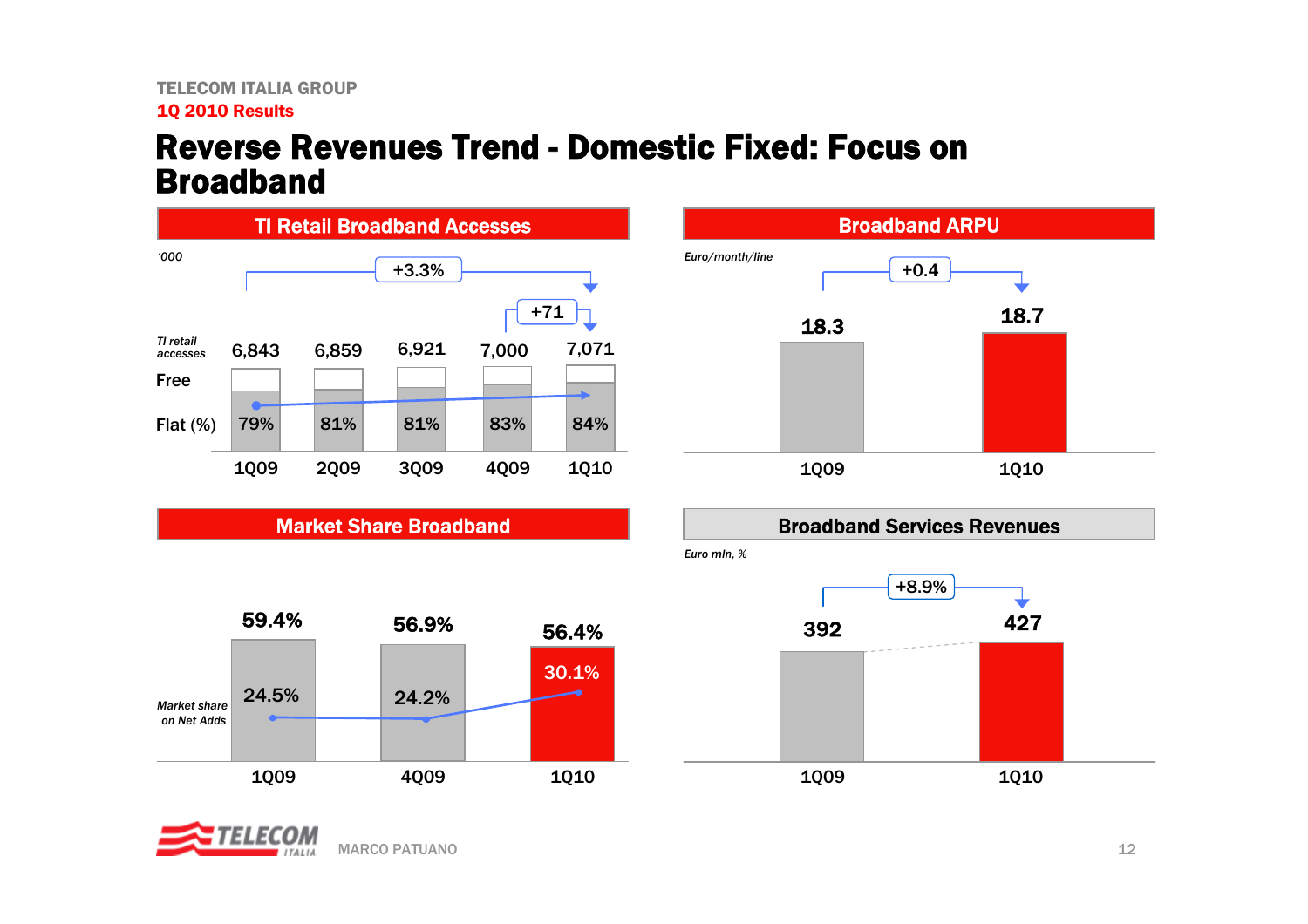# Reverse Revenues Trend - Domestic Fixed: Focus on Broadband

## TI Retail Broadband Accesses

'000

| | 1Q09 | 2Q09 | 3Q09 | 4Q09 | 1Q10 |
|---|---|---|---|---|---|
| TI retail accesses | 6,843 | 6,859 | 6,921 | 7,000 | 7,071 |
| Flat (%) | 79% | 81% | 81% | 83% | 84% |

Free / Flat (%)

+3.3% (1Q09 → 1Q10)

+71 (4Q09 → 1Q10)

## Broadband ARPU

Euro/month/line

| 1Q09 | 1Q10 |
|---|---|
| 18.3 | 18.7 |

+0.4

## Market Share Broadband

| | 1Q09 | 4Q09 | 1Q10 |
|---|---|---|---|
| Market Share Broadband | 59.4% | 56.9% | 56.4% |
| Market share on Net Adds | 24.5% | 24.2% | 30.1% |

## Broadband Services Revenues

Euro mln, %

| 1Q09 | 1Q10 |
|---|---|
| 392 | 427 |

+8.9%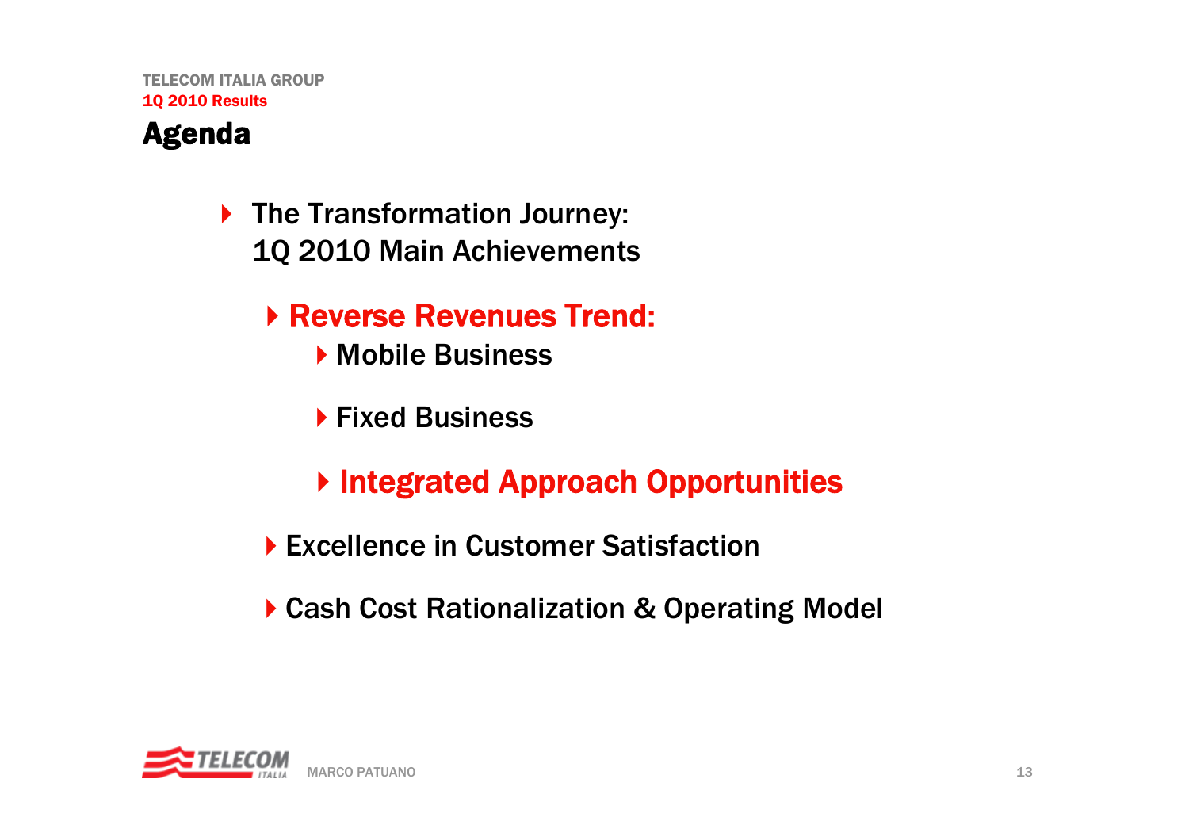TELECOM ITALIA GROUP

1Q 2010 Results

# Agenda

- The Transformation Journey: 1Q 2010 Main Achievements
  - **Reverse Revenues Trend:**
    - Mobile Business
    - Fixed Business
    - **Integrated Approach Opportunities**
  - Excellence in Customer Satisfaction
  - Cash Cost Rationalization & Operating Model

MARCO PATUANO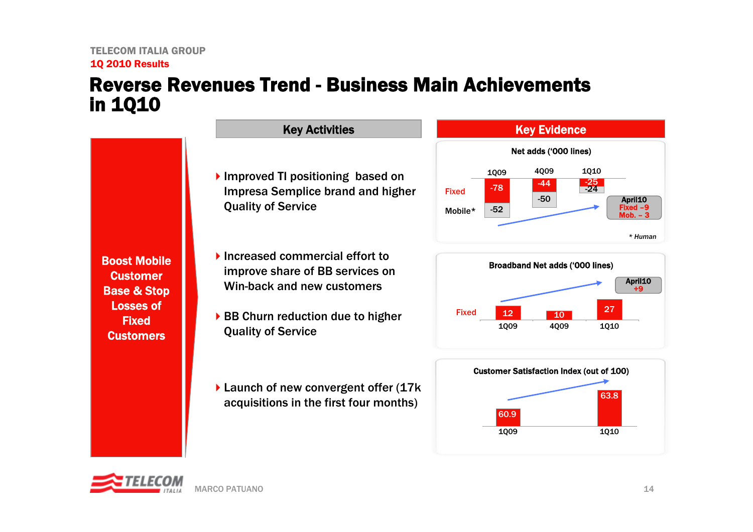TELECOM ITALIA GROUP

**1Q 2010 Results**

# Reverse Revenues Trend - Business Main Achievements in 1Q10

**Boost Mobile Customer Base & Stop Losses of Fixed Customers**

## Key Activities

- Improved TI positioning based on Impresa Semplice brand and higher Quality of Service
- Increased commercial effort to improve share of BB services on Win-back and new customers
- BB Churn reduction due to higher Quality of Service
- Launch of new convergent offer (17k acquisitions in the first four months)

## Key Evidence

**Net adds ('000 lines)**

| | 1Q09 | 4Q09 | 1Q10 | April10 |
|---|---|---|---|---|
| Fixed | -78 | -44 | -25 | -9 |
| Mobile* | -52 | -50 | -24 | -3 |

\* Human

**Broadband Net adds ('000 lines)**

| | 1Q09 | 4Q09 | 1Q10 | April10 |
|---|---|---|---|---|
| Fixed | 12 | 10 | 27 | +9 |

**Customer Satisfaction Index (out of 100)**

| 1Q09 | 1Q10 |
|---|---|
| 60.9 | 63.8 |

MARCO PATUANO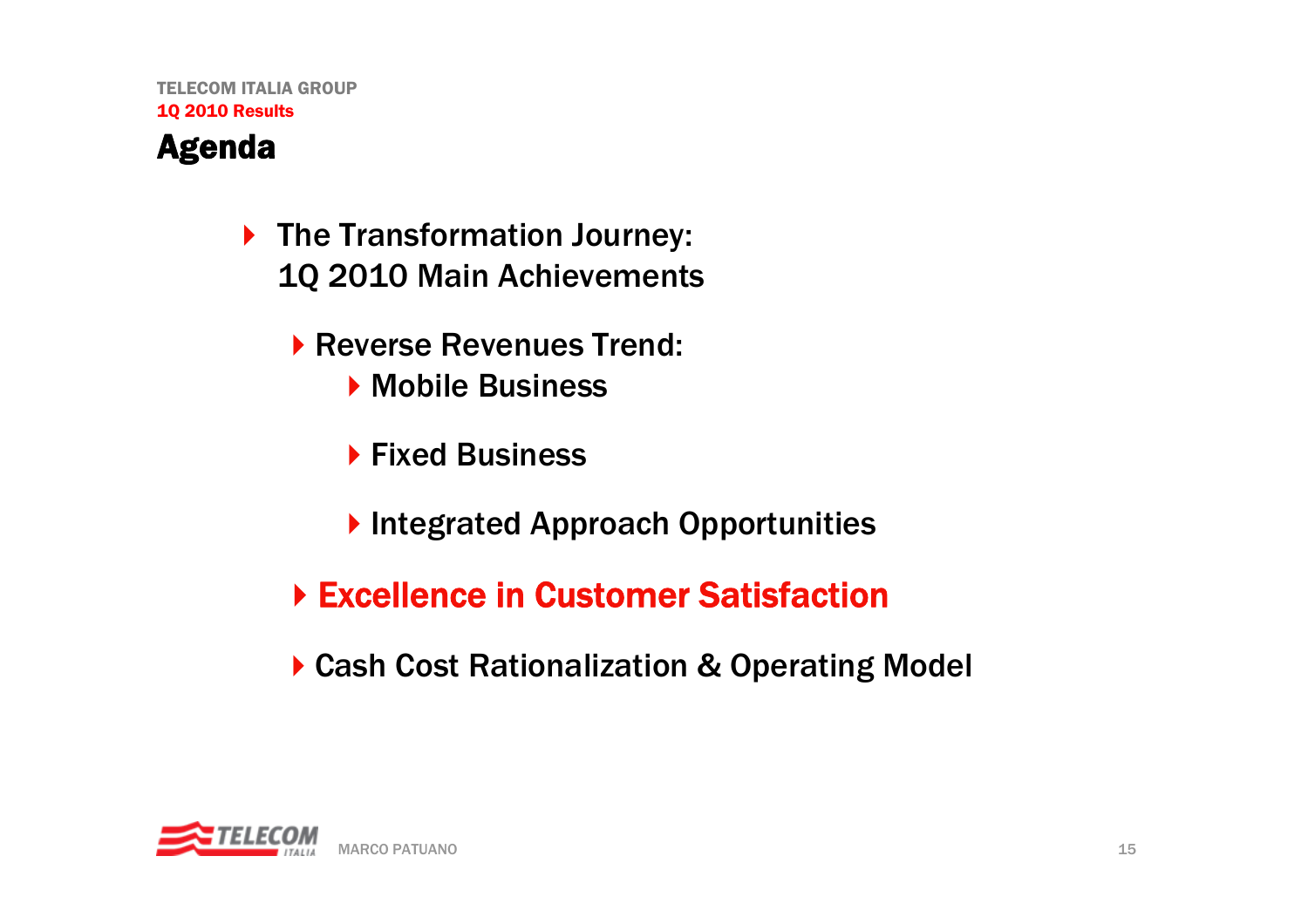TELECOM ITALIA GROUP

1Q 2010 Results

# Agenda

- The Transformation Journey: 1Q 2010 Main Achievements
  - Reverse Revenues Trend:
    - Mobile Business
    - Fixed Business
    - Integrated Approach Opportunities
  - **Excellence in Customer Satisfaction**
  - Cash Cost Rationalization & Operating Model

MARCO PATUANO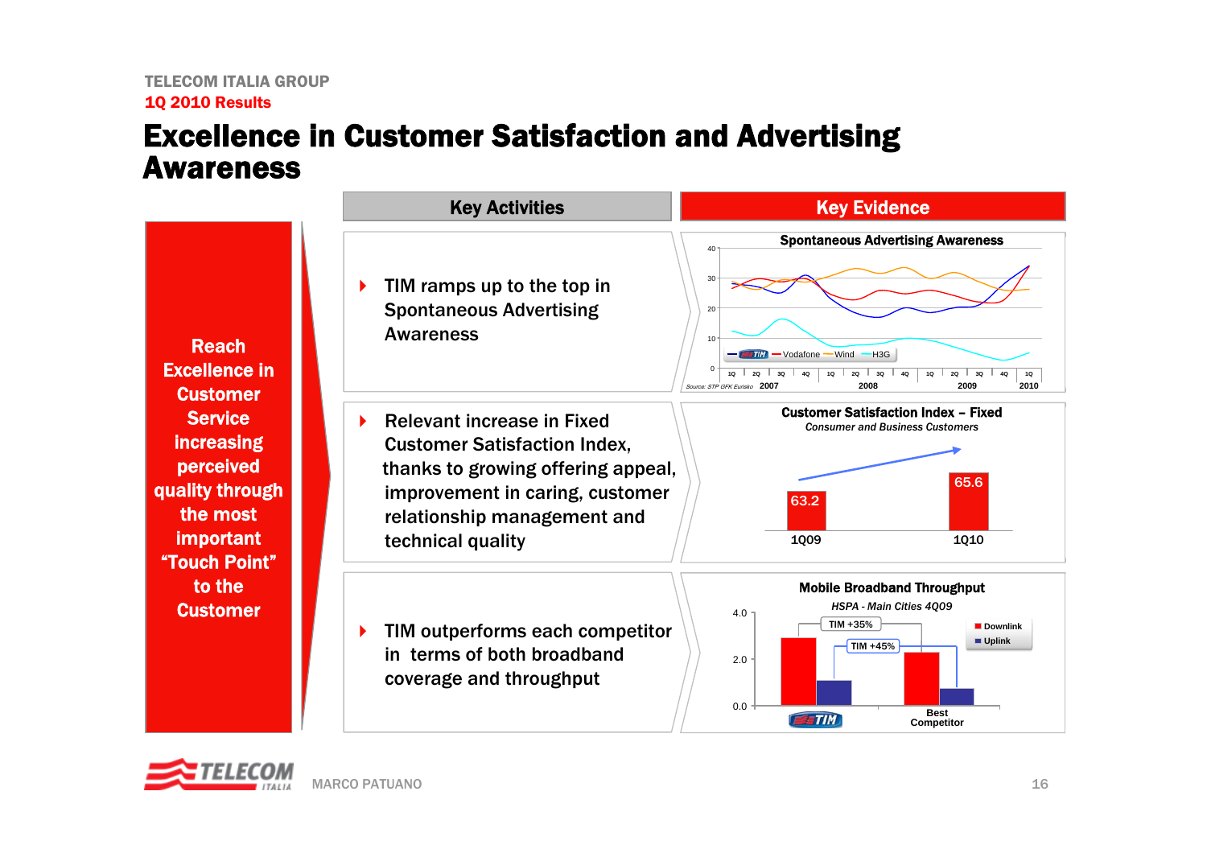# Excellence in Customer Satisfaction and Advertising Awareness

**Reach Excellence in Customer Service increasing perceived quality through the most important "Touch Point" to the Customer**

| Key Activities | Key Evidence |
|---|---|
| TIM ramps up to the top in Spontaneous Advertising Awareness | **Spontaneous Advertising Awareness** (TIM, Vodafone, Wind, H3G; 1Q 2007 – 1Q 2010). *Source: STP GFK Eurisko* |
| Relevant increase in Fixed Customer Satisfaction Index, thanks to growing offering appeal, improvement in caring, customer relationship management and technical quality | **Customer Satisfaction Index – Fixed** *Consumer and Business Customers*: 1Q09: 63.2; 1Q10: 65.6 |
| TIM outperforms each competitor in terms of both broadband coverage and throughput | **Mobile Broadband Throughput** *HSPA - Main Cities 4Q09*: TIM vs Best Competitor — Downlink: TIM +35%; Uplink: TIM +45% |

MARCO PATUANO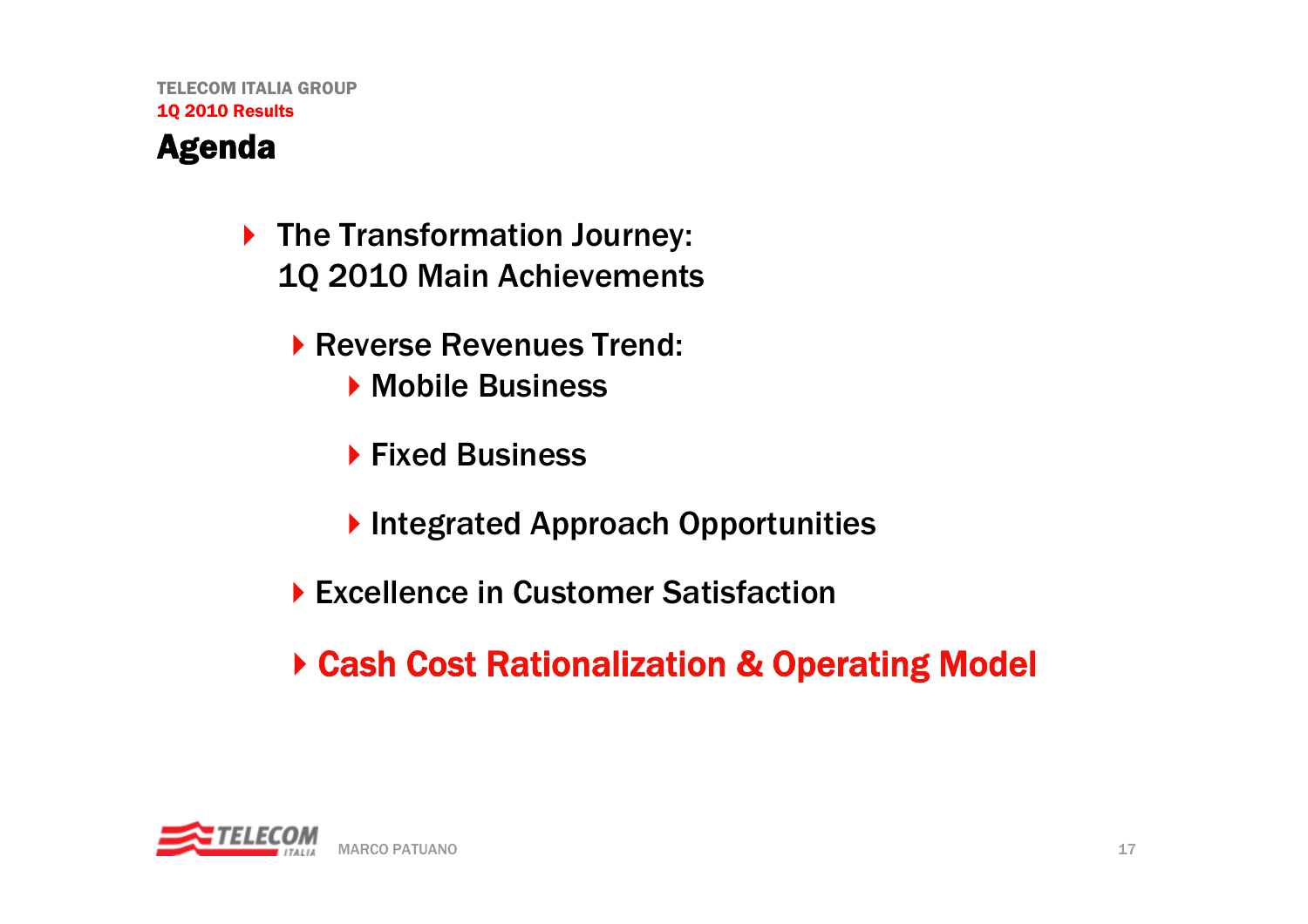# Agenda

- The Transformation Journey: 1Q 2010 Main Achievements
  - Reverse Revenues Trend:
    - Mobile Business
    - Fixed Business
    - Integrated Approach Opportunities
  - Excellence in Customer Satisfaction
  - **Cash Cost Rationalization & Operating Model**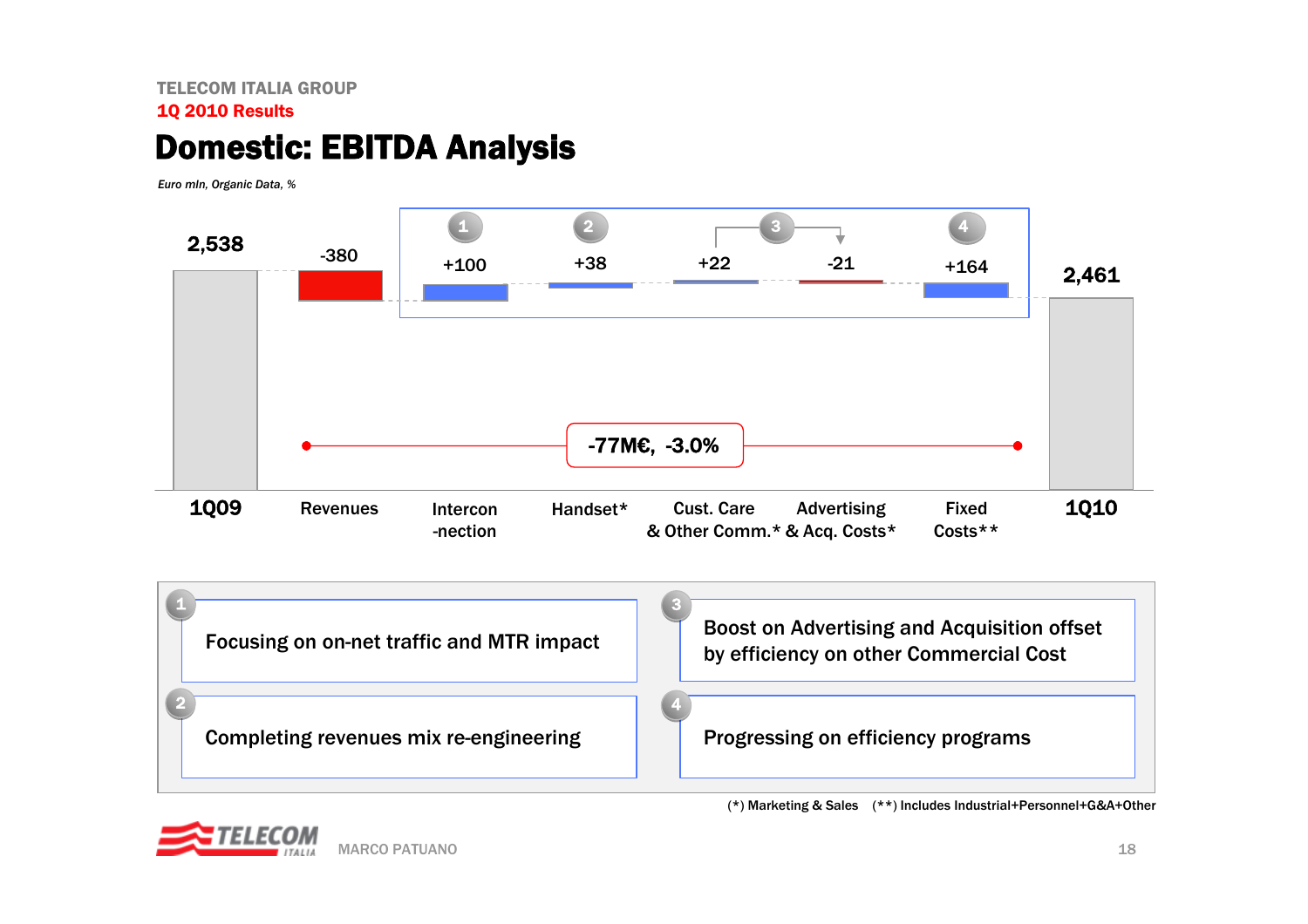TELECOM ITALIA GROUP

**1Q 2010 Results**

# Domestic: EBITDA Analysis

*Euro mln, Organic Data, %*

| 1Q09 | Revenues | Intercon-nection (1) | Handset* (2) | Cust. Care & Other Comm.* (3) | Advertising & Acq. Costs* (3) | Fixed Costs** (4) | 1Q10 |
|---|---|---|---|---|---|---|---|
| 2,538 | -380 | +100 | +38 | +22 | -21 | +164 | 2,461 |

**-77M€, -3.0%**

1. Focusing on on-net traffic and MTR impact
2. Completing revenues mix re-engineering
3. Boost on Advertising and Acquisition offset by efficiency on other Commercial Cost
4. Progressing on efficiency programs

(*) Marketing & Sales (**) Includes Industrial+Personnel+G&A+Other

MARCO PATUANO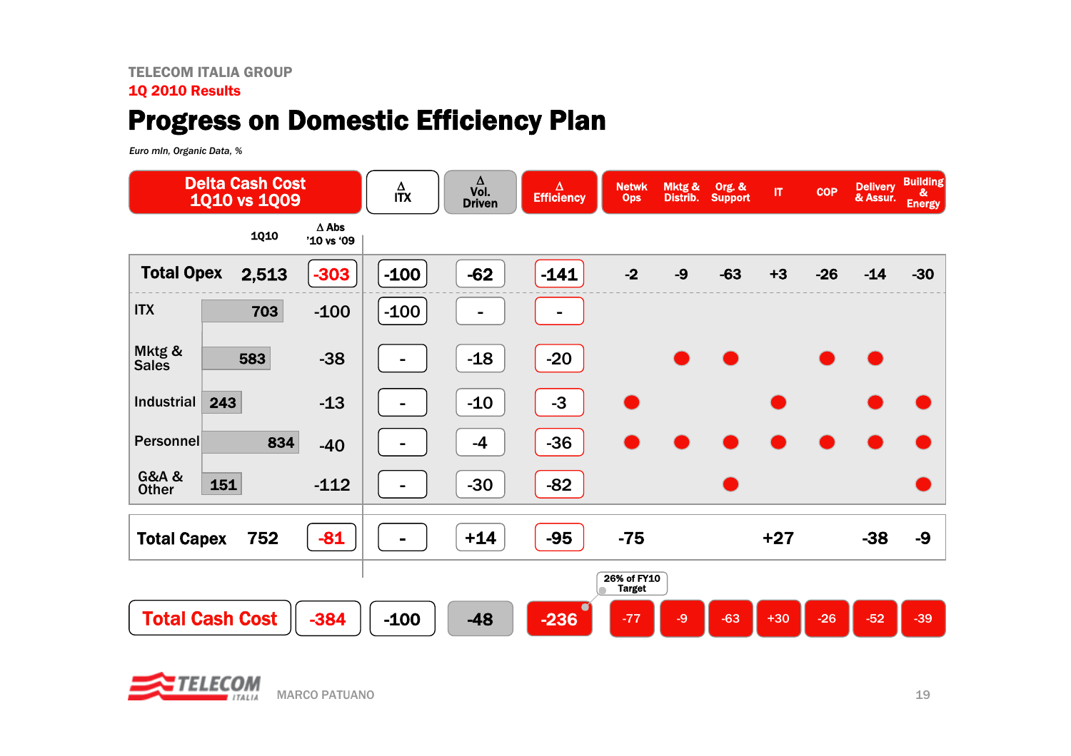TELECOM ITALIA GROUP

**1Q 2010 Results**

# Progress on Domestic Efficiency Plan

*Euro mln, Organic Data, %*

| Delta Cash Cost 1Q10 vs 1Q09 | 1Q10 | Δ Abs '10 vs '09 | Δ ITX | Δ Vol. Driven | Δ Efficiency | Netwk Ops | Mktg & Distrib. | Org. & Support | IT | COP | Delivery & Assur. | Building & Energy |
|---|---|---|---|---|---|---|---|---|---|---|---|---|
| **Total Opex** | 2,513 | -303 | -100 | -62 | -141 | -2 | -9 | -63 | +3 | -26 | -14 | -30 |
| ITX | 703 | -100 | -100 | - | - | | | | | | | |
| Mktg & Sales | 583 | -38 | - | -18 | -20 | | ● | ● | | ● | ● | |
| Industrial | 243 | -13 | - | -10 | -3 | ● | | | ● | | ● | ● |
| Personnel | 834 | -40 | - | -4 | -36 | ● | ● | ● | ● | ● | ● | ● |
| G&A & Other | 151 | -112 | - | -30 | -82 | | | ● | | | | ● |
| **Total Capex** | 752 | -81 | - | +14 | -95 | -75 | | | +27 | | -38 | -9 |
| **Total Cash Cost** | | -384 | -100 | -48 | -236 | -77 | -9 | -63 | +30 | -26 | -52 | -39 |

26% of FY10 Target